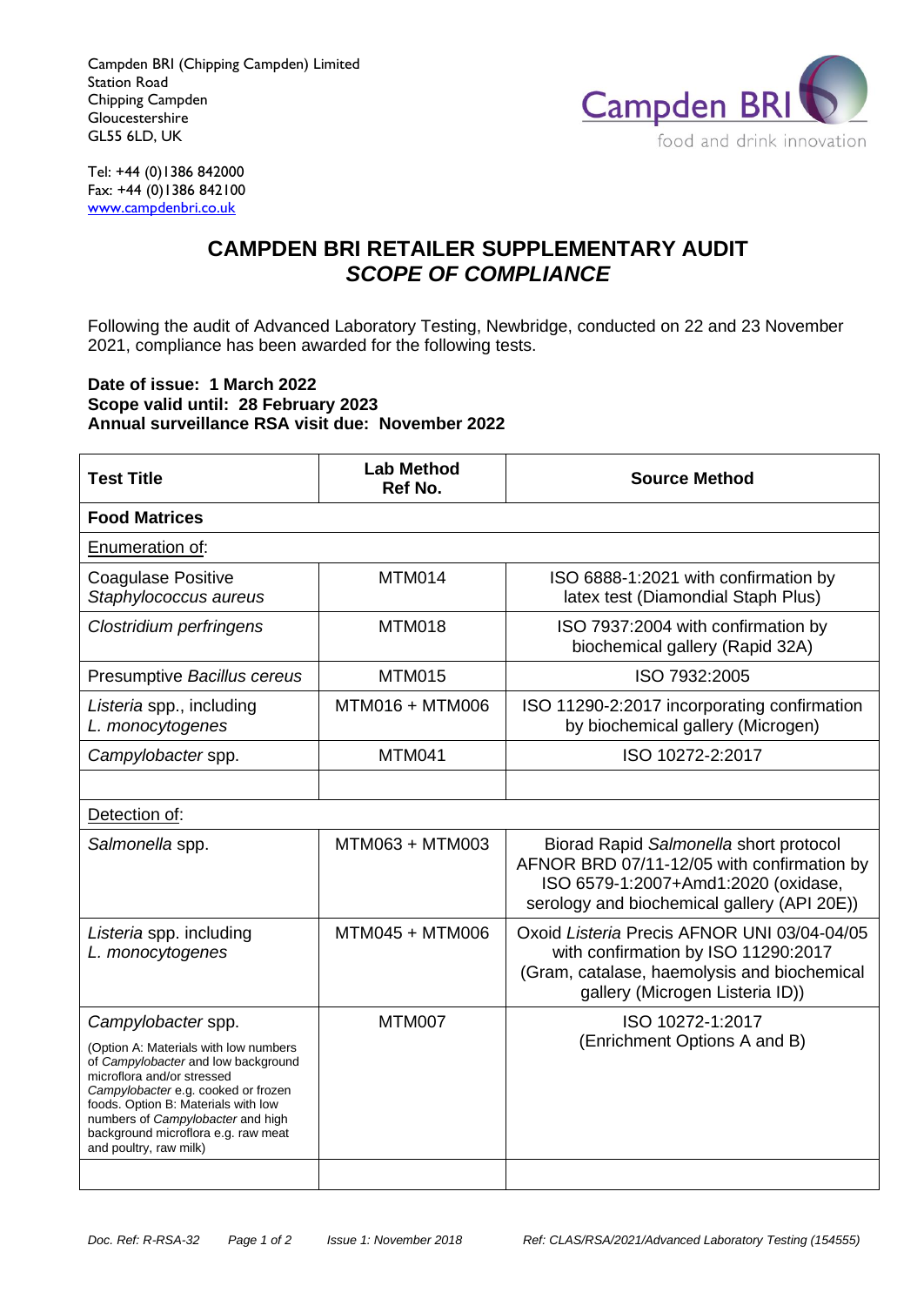Campden BRI (Chipping Campden) Limited
Station Road
Chipping Campden
Gloucestershire
GL55 6LD, UK

Campden BRI
food and drink innovation

Tel: +44 (0)1386 842000
Fax: +44 (0)1386 842100
www.campdenbri.co.uk

# CAMPDEN BRI RETAILER SUPPLEMENTARY AUDIT
## *SCOPE OF COMPLIANCE*

Following the audit of Advanced Laboratory Testing, Newbridge, conducted on 22 and 23 November 2021, compliance has been awarded for the following tests.

**Date of issue: 1 March 2022**
**Scope valid until: 28 February 2023**
**Annual surveillance RSA visit due: November 2022**

| Test Title | Lab Method Ref No. | Source Method |
|---|---|---|
| **Food Matrices** | | |
| Enumeration of: | | |
| Coagulase Positive *Staphylococcus aureus* | MTM014 | ISO 6888-1:2021 with confirmation by latex test (Diamondial Staph Plus) |
| *Clostridium perfringens* | MTM018 | ISO 7937:2004 with confirmation by biochemical gallery (Rapid 32A) |
| Presumptive *Bacillus cereus* | MTM015 | ISO 7932:2005 |
| *Listeria* spp., including *L. monocytogenes* | MTM016 + MTM006 | ISO 11290-2:2017 incorporating confirmation by biochemical gallery (Microgen) |
| *Campylobacter* spp. | MTM041 | ISO 10272-2:2017 |
| | | |
| Detection of: | | |
| *Salmonella* spp. | MTM063 + MTM003 | Biorad Rapid *Salmonella* short protocol AFNOR BRD 07/11-12/05 with confirmation by ISO 6579-1:2007+Amd1:2020 (oxidase, serology and biochemical gallery (API 20E)) |
| *Listeria* spp. including *L. monocytogenes* | MTM045 + MTM006 | Oxoid *Listeria* Precis AFNOR UNI 03/04-04/05 with confirmation by ISO 11290:2017 (Gram, catalase, haemolysis and biochemical gallery (Microgen Listeria ID)) |
| *Campylobacter* spp. (Option A: Materials with low numbers of *Campylobacter* and low background microflora and/or stressed *Campylobacter* e.g. cooked or frozen foods. Option B: Materials with low numbers of *Campylobacter* and high background microflora e.g. raw meat and poultry, raw milk) | MTM007 | ISO 10272-1:2017 (Enrichment Options A and B) |
| | | |

Doc. Ref: R-RSA-32 | Issue 1: November 2018 | Ref: CLAS/RSA/2021/Advanced Laboratory Testing (154555)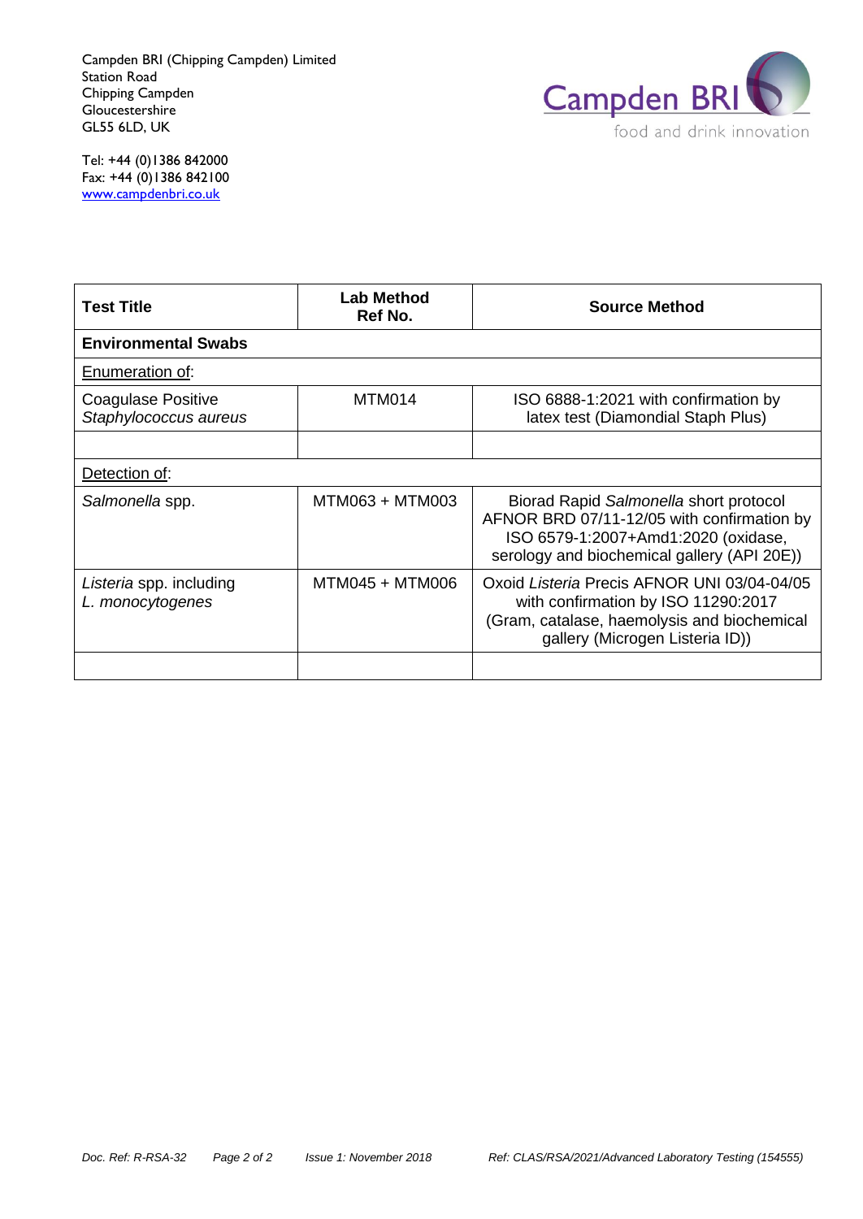Campden BRI (Chipping Campden) Limited
Station Road
Chipping Campden
Gloucestershire
GL55 6LD, UK

Campden BRI
food and drink innovation

Tel: +44 (0)1386 842000
Fax: +44 (0)1386 842100
www.campdenbri.co.uk

| Test Title | Lab Method Ref No. | Source Method |
|---|---|---|
| **Environmental Swabs** | | |
| Enumeration of: | | |
| Coagulase Positive *Staphylococcus aureus* | MTM014 | ISO 6888-1:2021 with confirmation by latex test (Diamondial Staph Plus) |
| | | |
| Detection of: | | |
| *Salmonella* spp. | MTM063 + MTM003 | Biorad Rapid *Salmonella* short protocol AFNOR BRD 07/11-12/05 with confirmation by ISO 6579-1:2007+Amd1:2020 (oxidase, serology and biochemical gallery (API 20E)) |
| *Listeria* spp. including *L. monocytogenes* | MTM045 + MTM006 | Oxoid *Listeria* Precis AFNOR UNI 03/04-04/05 with confirmation by ISO 11290:2017 (Gram, catalase, haemolysis and biochemical gallery (Microgen Listeria ID)) |
| | | |

*Doc. Ref: R-RSA-32 Issue 1: November 2018 Ref: CLAS/RSA/2021/Advanced Laboratory Testing (154555)*